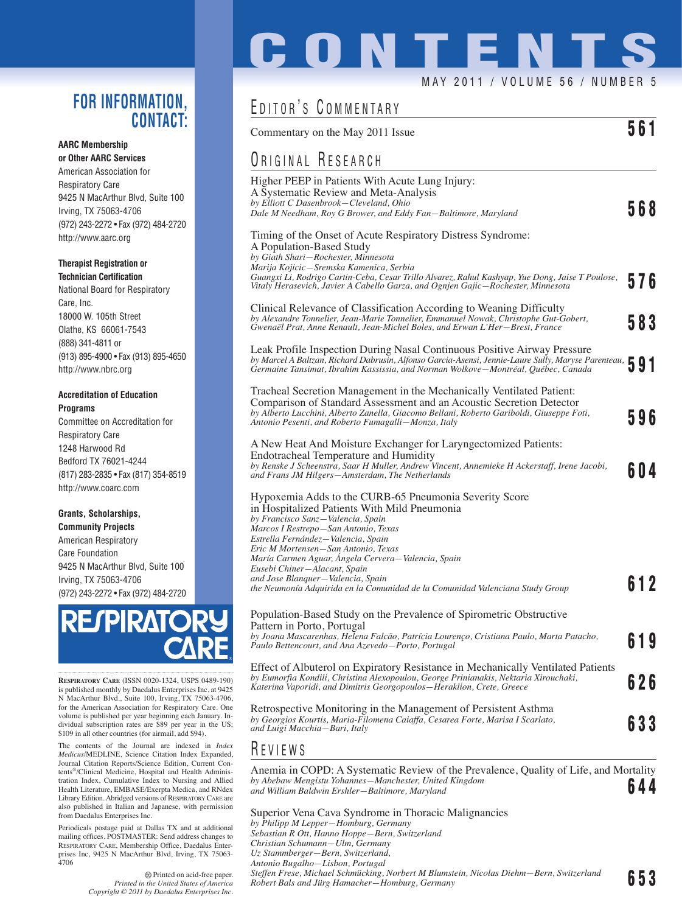# CONTENTS

MAY 2011 / VOLUME 56 / NUMBER 5

## EDITOR'S COMMENTARY

Commentary on the May 2011 Issue **561**

## ORIGINAL RESEARCH

Higher PEEP in Patients With Acute Lung Injury: A Systematic Review and Meta-Analysis
*by Elliott C Dasenbrook—Cleveland, Ohio*
*Dale M Needham, Roy G Brower, and Eddy Fan—Baltimore, Maryland* **568**

Timing of the Onset of Acute Respiratory Distress Syndrome: A Population-Based Study
*by Giath Shari—Rochester, Minnesota*
*Marija Kojicic—Sremska Kamenica, Serbia*
*Guangxi Li, Rodrigo Cartin-Ceba, Cesar Trillo Alvarez, Rahul Kashyap, Yue Dong, Jaise T Poulose, Vitaly Herasevich, Javier A Cabello Garza, and Ognjen Gajic—Rochester, Minnesota* **576**

Clinical Relevance of Classification According to Weaning Difficulty
*by Alexandre Tonnelier, Jean-Marie Tonnelier, Emmanuel Nowak, Cyrille Gut-Gobert, Gwenaël Prat, Anne Renault, Jean-Michel Boles, and Erwan L'Her—Brest, France* **583**

Leak Profile Inspection During Nasal Continuous Positive Airway Pressure
*by Marcel A Baltzan, Richard Dabrusin, Alfonso Garcia-Asensi, Jennie-Laure Sully, Maryse Parenteau, Germaine Tansimat, Ibrahim Kassissia, and Norman Wolkove—Montréal, Québec, Canada* **591**

Tracheal Secretion Management in the Mechanically Ventilated Patient: Comparison of Standard Assessment and an Acoustic Secretion Detector
*by Alberto Lucchini, Alberto Zanella, Giacomo Bellani, Roberto Gariboldi, Giuseppe Foti, Antonio Pesenti, and Roberto Fumagalli—Monza, Italy* **596**

A New Heat And Moisture Exchanger for Laryngectomized Patients: Endotracheal Temperature and Humidity
*by Renske J Scheenstra, Saar H Muller, Andrew Vincent, Annemieke H Ackerstaff, Irene Jacobi, and Frans JM Hilgers—Amsterdam, The Netherlands* **604**

Hypoxemia Adds to the CURB-65 Pneumonia Severity Score in Hospitalized Patients With Mild Pneumonia
*by Francisco Sanz—Valencia, Spain*
*Marcos I Restrepo—San Antonio, Texas*
*Estrella Fernández—Valencia, Spain*
*Eric M Mortensen—San Antonio, Texas*
*María Carmen Aguar, Ángela Cervera—Valencia, Spain*
*Eusebi Chiner—Alacant, Spain*
*and Jose Blanquer—Valencia, Spain*
*the Neumonía Adquirida en la Comunidad de la Comunidad Valenciana Study Group* **612**

Population-Based Study on the Prevalence of Spirometric Obstructive Pattern in Porto, Portugal
*by Joana Mascarenhas, Helena Falcão, Patrícia Lourenço, Cristiana Paulo, Marta Patacho, Paulo Bettencourt, and Ana Azevedo—Porto, Portugal* **619**

Effect of Albuterol on Expiratory Resistance in Mechanically Ventilated Patients
*by Eumorfia Kondili, Christina Alexopoulou, George Prinianakis, Nektaria Xirouchaki, Katerina Vaporidi, and Dimitris Georgopoulos—Heraklion, Crete, Greece* **626**

Retrospective Monitoring in the Management of Persistent Asthma
*by Georgios Kourtis, Maria-Filomena Caiaffa, Cesarea Forte, Marisa I Scarlato, and Luigi Macchia—Bari, Italy* **633**

## REVIEWS

Anemia in COPD: A Systematic Review of the Prevalence, Quality of Life, and Mortality
*by Abebaw Mengistu Yohannes—Manchester, United Kingdom*
*and William Baldwin Ershler—Baltimore, Maryland* **644**

Superior Vena Cava Syndrome in Thoracic Malignancies
*by Philipp M Lepper—Homburg, Germany*
*Sebastian R Ott, Hanno Hoppe—Bern, Switzerland*
*Christian Schumann—Ulm, Germany*
*Uz Stammberger—Bern, Switzerland,*
*Antonio Bugalho—Lisbon, Portugal*
*Steffen Frese, Michael Schmücking, Norbert M Blumstein, Nicolas Diehm—Bern, Switzerland*
*Robert Bals and Jürg Hamacher—Homburg, Germany* **653**

---

## FOR INFORMATION, CONTACT:

**AARC Membership or Other AARC Services**
American Association for Respiratory Care
9425 N MacArthur Blvd, Suite 100
Irving, TX 75063-4706
(972) 243-2272 • Fax (972) 484-2720
http://www.aarc.org

**Therapist Registration or Technician Certification**
National Board for Respiratory Care, Inc.
18000 W. 105th Street
Olathe, KS 66061-7543
(888) 341-4811 or
(913) 895-4900 • Fax (913) 895-4650
http://www.nbrc.org

**Accreditation of Education Programs**
Committee on Accreditation for Respiratory Care
1248 Harwood Rd
Bedford TX 76021-4244
(817) 283-2835 • Fax (817) 354-8519
http://www.coarc.com

**Grants, Scholarships, Community Projects**
American Respiratory Care Foundation
9425 N MacArthur Blvd, Suite 100
Irving, TX 75063-4706
(972) 243-2272 • Fax (972) 484-2720

RESPIRATORY CARE

RESPIRATORY CARE (ISSN 0020-1324, USPS 0489-190) is published monthly by Daedalus Enterprises Inc, at 9425 N MacArthur Blvd., Suite 100, Irving, TX 75063-4706, for the American Association for Respiratory Care. One volume is published per year beginning each January. Individual subscription rates are $89 per year in the US; $109 in all other countries (for airmail, add $94).

The contents of the Journal are indexed in *Index Medicus*/MEDLINE, Science Citation Index Expanded, Journal Citation Reports/Science Edition, Current Contents®/Clinical Medicine, Hospital and Health Administration Index, Cumulative Index to Nursing and Allied Health Literature, EMBASE/Exerpta Medica, and RNdex Library Edition. Abridged versions of RESPIRATORY CARE are also published in Italian and Japanese, with permission from Daedalus Enterprises Inc.

Periodicals postage paid at Dallas TX and at additional mailing offices. POSTMASTER: Send address changes to RESPIRATORY CARE, Membership Office, Daedalus Enterprises Inc, 9425 N MacArthur Blvd, Irving, TX 75063-4706

Printed on acid-free paper.
*Printed in the United States of America*
*Copyright © 2011 by Daedalus Enterprises Inc.*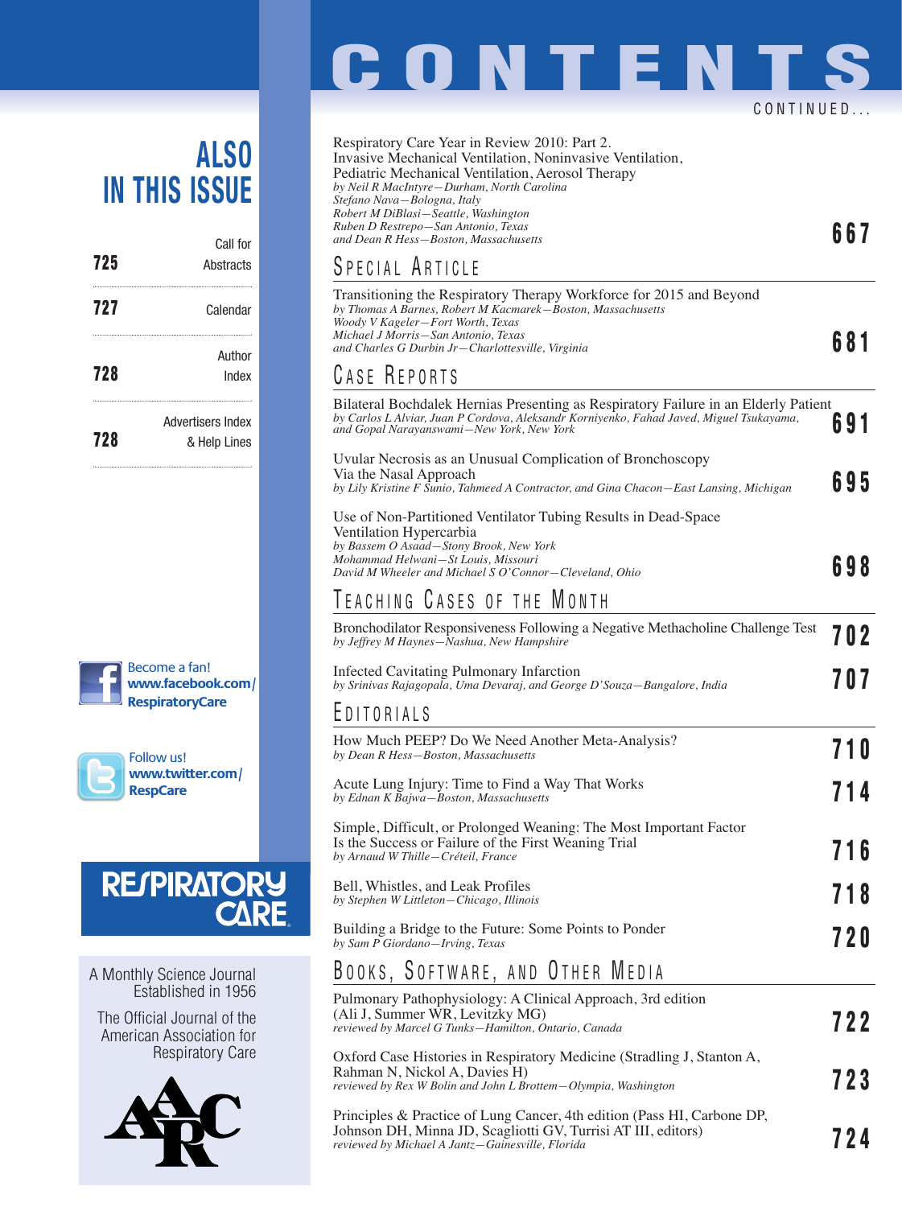# CONTENTS

CONTINUED...

Respiratory Care Year in Review 2010: Part 2. Invasive Mechanical Ventilation, Noninvasive Ventilation, Pediatric Mechanical Ventilation, Aerosol Therapy
*by Neil R MacIntyre—Durham, North Carolina*
*Stefano Nava—Bologna, Italy*
*Robert M DiBlasi—Seattle, Washington*
*Ruben D Restrepo—San Antonio, Texas*
*and Dean R Hess—Boston, Massachusetts* **667**

## Special Article

Transitioning the Respiratory Therapy Workforce for 2015 and Beyond
*by Thomas A Barnes, Robert M Kacmarek—Boston, Massachusetts*
*Woody V Kageler—Fort Worth, Texas*
*Michael J Morris—San Antonio, Texas*
*and Charles G Durbin Jr—Charlottesville, Virginia* **681**

## Case Reports

Bilateral Bochdalek Hernias Presenting as Respiratory Failure in an Elderly Patient
*by Carlos L Alviar, Juan P Cordova, Aleksandr Korniyenko, Fahad Javed, Miguel Tsukayama, and Gopal Narayanswami—New York, New York* **691**

Uvular Necrosis as an Unusual Complication of Bronchoscopy Via the Nasal Approach
*by Lily Kristine F Sunio, Tahmeed A Contractor, and Gina Chacon—East Lansing, Michigan* **695**

Use of Non-Partitioned Ventilator Tubing Results in Dead-Space Ventilation Hypercarbia
*by Bassem O Asaad—Stony Brook, New York*
*Mohammad Helwani—St Louis, Missouri*
*David M Wheeler and Michael S O'Connor—Cleveland, Ohio* **698**

## Teaching Cases of the Month

Bronchodilator Responsiveness Following a Negative Methacholine Challenge Test
*by Jeffrey M Haynes—Nashua, New Hampshire* **702**

Infected Cavitating Pulmonary Infarction
*by Srinivas Rajagopala, Uma Devaraj, and George D'Souza—Bangalore, India* **707**

## Editorials

How Much PEEP? Do We Need Another Meta-Analysis?
*by Dean R Hess—Boston, Massachusetts* **710**

Acute Lung Injury: Time to Find a Way That Works
*by Ednan K Bajwa—Boston, Massachusetts* **714**

Simple, Difficult, or Prolonged Weaning: The Most Important Factor Is the Success or Failure of the First Weaning Trial
*by Arnaud W Thille—Créteil, France* **716**

Bell, Whistles, and Leak Profiles
*by Stephen W Littleton—Chicago, Illinois* **718**

Building a Bridge to the Future: Some Points to Ponder
*by Sam P Giordano—Irving, Texas* **720**

## Books, Software, and Other Media

Pulmonary Pathophysiology: A Clinical Approach, 3rd edition (Ali J, Summer WR, Levitzky MG)
*reviewed by Marcel G Tunks—Hamilton, Ontario, Canada* **722**

Oxford Case Histories in Respiratory Medicine (Stradling J, Stanton A, Rahman N, Nickol A, Davies H)
*reviewed by Rex W Bolin and John L Brottem—Olympia, Washington* **723**

Principles & Practice of Lung Cancer, 4th edition (Pass HI, Carbone DP, Johnson DH, Minna JD, Scagliotti GV, Turrisi AT III, editors)
*reviewed by Michael A Jantz—Gainesville, Florida* **724**

## ALSO IN THIS ISSUE

| | |
|---|---|
| 725 | Call for Abstracts |
| 727 | Calendar |
| 728 | Author Index |
| 728 | Advertisers Index & Help Lines |

Become a fan! www.facebook.com/RespiratoryCare

Follow us! www.twitter.com/RespCare

RESPIRATORY CARE

A Monthly Science Journal Established in 1956

The Official Journal of the American Association for Respiratory Care

AARC